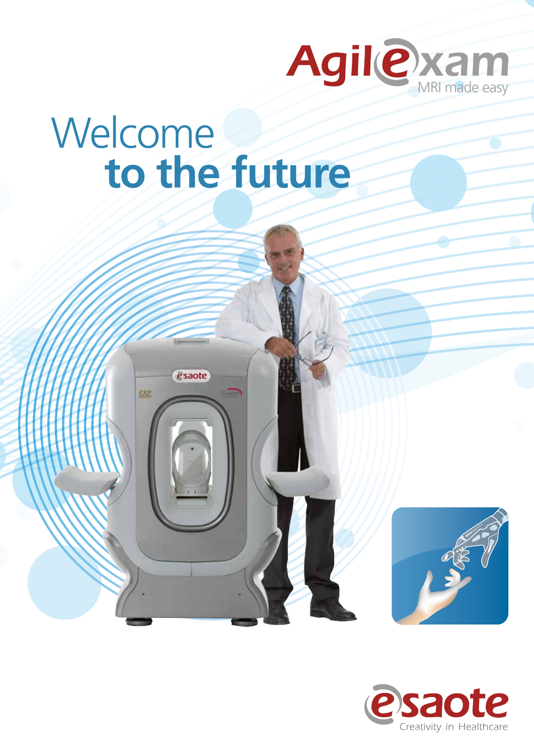AgilExam

MRI made easy

# Welcome to the future

esaote

Creativity in Healthcare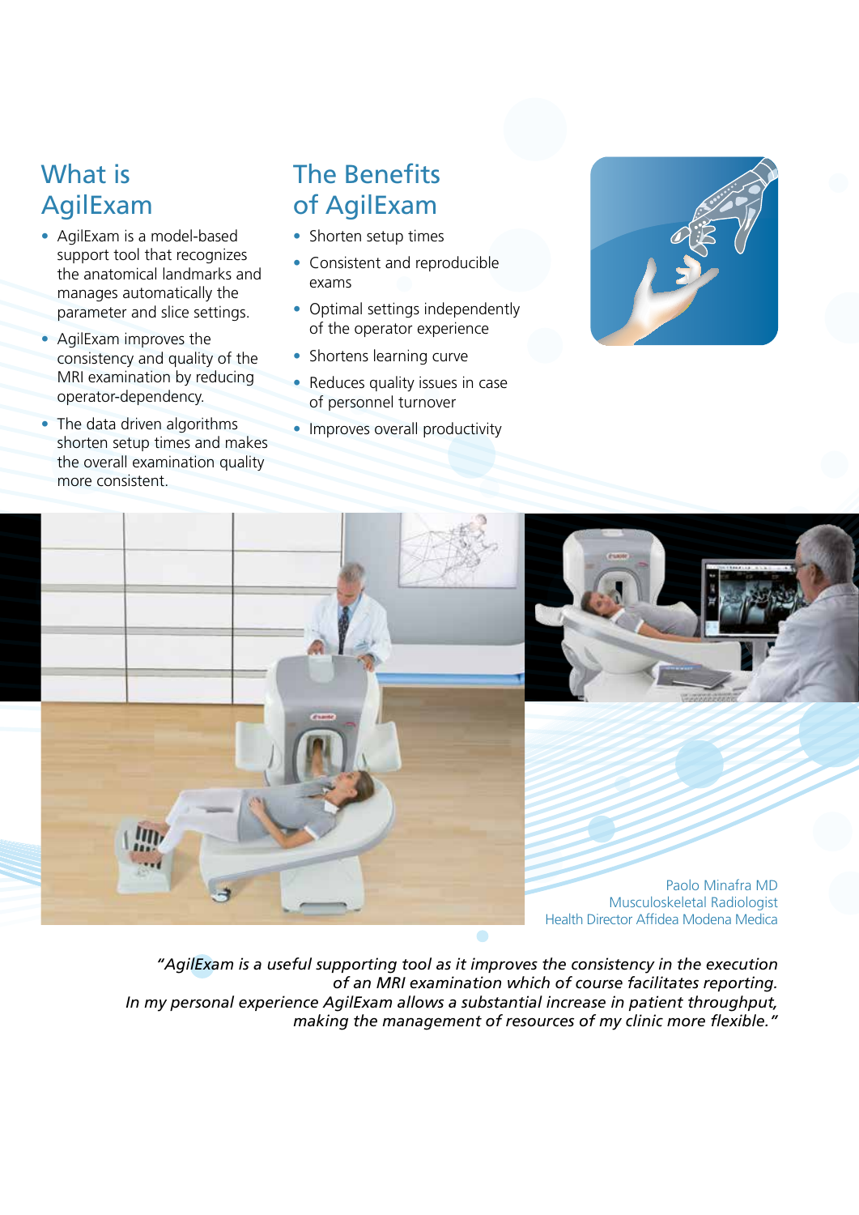## What is AgilExam

- AgilExam is a model-based support tool that recognizes the anatomical landmarks and manages automatically the parameter and slice settings.
- AgilExam improves the consistency and quality of the MRI examination by reducing operator-dependency.
- The data driven algorithms shorten setup times and makes the overall examination quality more consistent.

## The Benefits of AgilExam

- Shorten setup times
- Consistent and reproducible exams
- Optimal settings independently of the operator experience
- Shortens learning curve
- Reduces quality issues in case of personnel turnover
- Improves overall productivity

Paolo Minafra MD
Musculoskeletal Radiologist
Health Director Affidea Modena Medica

*"AgilExam is a useful supporting tool as it improves the consistency in the execution of an MRI examination which of course facilitates reporting.
In my personal experience AgilExam allows a substantial increase in patient throughput, making the management of resources of my clinic more flexible."*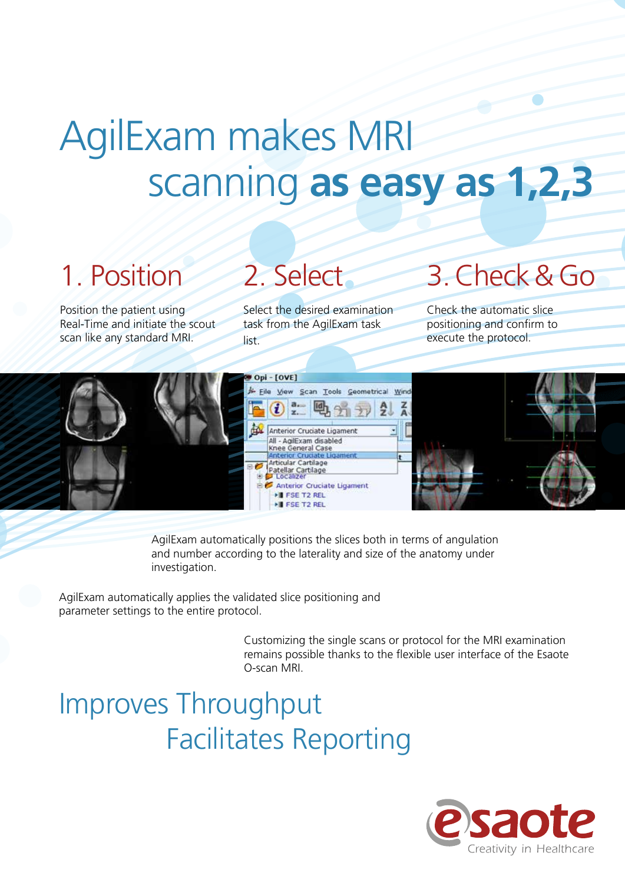# AgilExam makes MRI scanning **as easy as 1,2,3**

## 1. Position

Position the patient using Real-Time and initiate the scout scan like any standard MRI.

## 2. Select

Select the desired examination task from the AgilExam task list.

## 3. Check & Go

Check the automatic slice positioning and confirm to execute the protocol.

AgilExam automatically positions the slices both in terms of angulation and number according to the laterality and size of the anatomy under investigation.

AgilExam automatically applies the validated slice positioning and parameter settings to the entire protocol.

Customizing the single scans or protocol for the MRI examination remains possible thanks to the flexible user interface of the Esaote O-scan MRI.

## Improves Throughput
## Facilitates Reporting

esaote
Creativity in Healthcare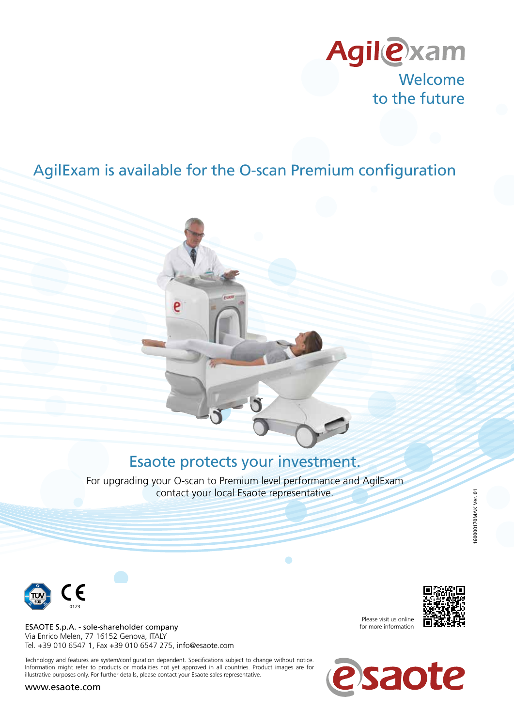# AgilExam

Welcome
to the future

## AgilExam is available for the O-scan Premium configuration

## Esaote protects your investment.

For upgrading your O-scan to Premium level performance and AgilExam contact your local Esaote representative.

160000170MAK Ver. 01

0123

Please visit us online for more information

ESAOTE S.p.A. - sole-shareholder company
Via Enrico Melen, 77 16152 Genova, ITALY
Tel. +39 010 6547 1, Fax +39 010 6547 275, info@esaote.com

Technology and features are system/configuration dependent. Specifications subject to change without notice. Information might refer to products or modalities not yet approved in all countries. Product images are for illustrative purposes only. For further details, please contact your Esaote sales representative.

www.esaote.com